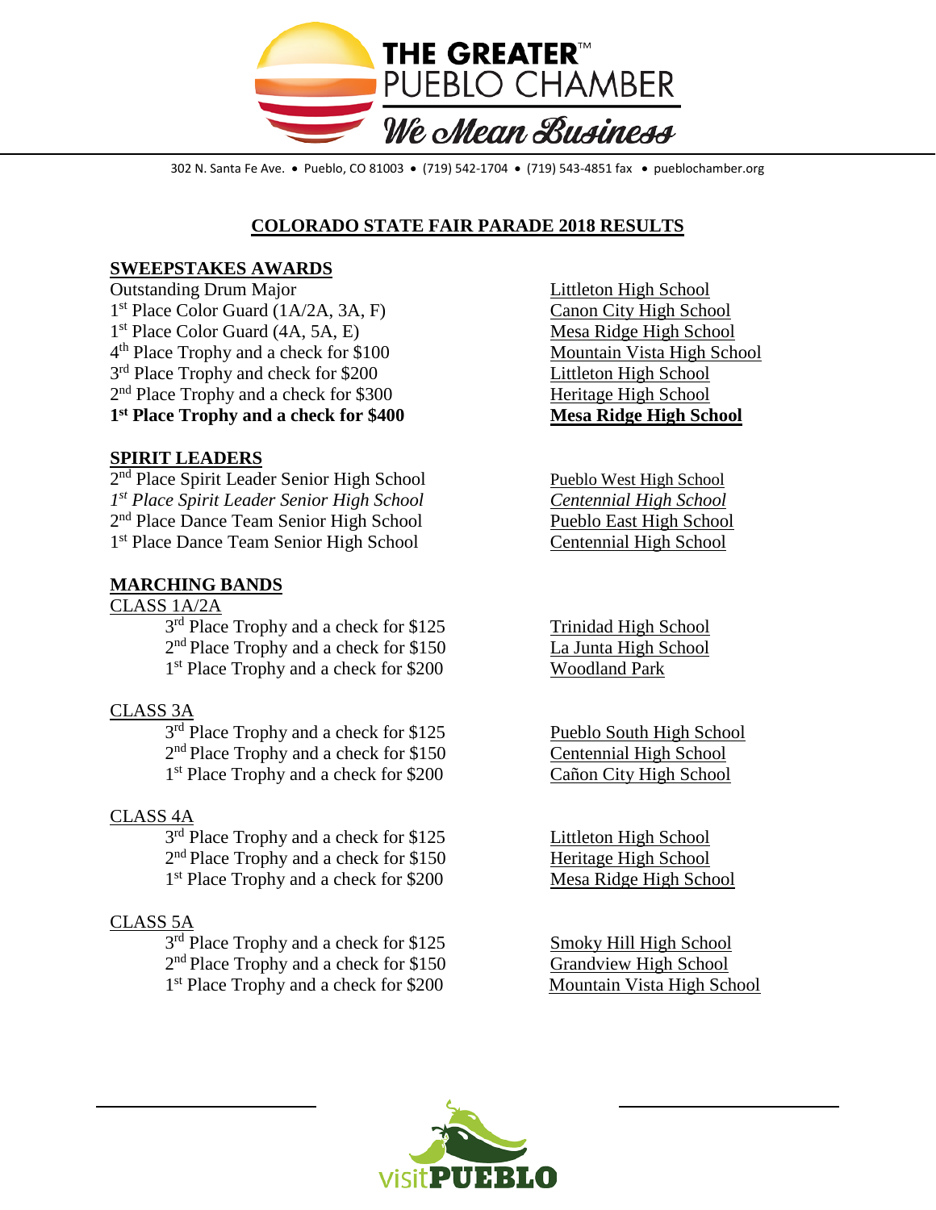THE GREATER™ PUEBLO CHAMBER

*We Mean Business*

302 N. Santa Fe Ave. • Pueblo, CO 81003 • (719) 542-1704 • (719) 543-4851 fax • pueblochamber.org

# COLORADO STATE FAIR PARADE 2018 RESULTS

## SWEEPSTAKES AWARDS

| | |
|---|---|
| Outstanding Drum Major | Littleton High School |
| 1st Place Color Guard (1A/2A, 3A, F) | Canon City High School |
| 1st Place Color Guard (4A, 5A, E) | Mesa Ridge High School |
| 4th Place Trophy and a check for $100 | Mountain Vista High School |
| 3rd Place Trophy and check for $200 | Littleton High School |
| 2nd Place Trophy and a check for $300 | Heritage High School |
| **1st Place Trophy and a check for $400** | **Mesa Ridge High School** |

## SPIRIT LEADERS

| | |
|---|---|
| 2nd Place Spirit Leader Senior High School | Pueblo West High School |
| *1st Place Spirit Leader Senior High School* | *Centennial High School* |
| 2nd Place Dance Team Senior High School | Pueblo East High School |
| 1st Place Dance Team Senior High School | Centennial High School |

## MARCHING BANDS

### CLASS 1A/2A

| | |
|---|---|
| 3rd Place Trophy and a check for $125 | Trinidad High School |
| 2nd Place Trophy and a check for $150 | La Junta High School |
| 1st Place Trophy and a check for $200 | Woodland Park |

### CLASS 3A

| | |
|---|---|
| 3rd Place Trophy and a check for $125 | Pueblo South High School |
| 2nd Place Trophy and a check for $150 | Centennial High School |
| 1st Place Trophy and a check for $200 | Cañon City High School |

### CLASS 4A

| | |
|---|---|
| 3rd Place Trophy and a check for $125 | Littleton High School |
| 2nd Place Trophy and a check for $150 | Heritage High School |
| 1st Place Trophy and a check for $200 | Mesa Ridge High School |

### CLASS 5A

| | |
|---|---|
| 3rd Place Trophy and a check for $125 | Smoky Hill High School |
| 2nd Place Trophy and a check for $150 | Grandview High School |
| 1st Place Trophy and a check for $200 | Mountain Vista High School |

visitPUEBLO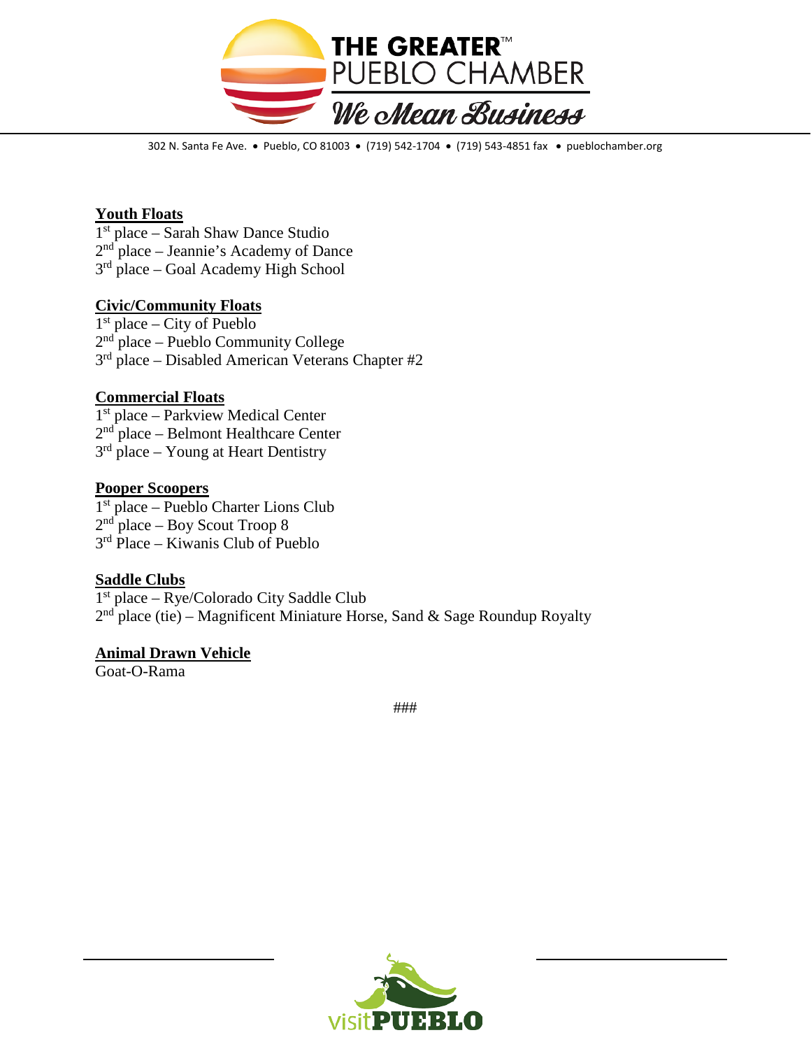## Youth Floats

1st place – Sarah Shaw Dance Studio
2nd place – Jeannie's Academy of Dance
3rd place – Goal Academy High School

## Civic/Community Floats

1st place – City of Pueblo
2nd place – Pueblo Community College
3rd place – Disabled American Veterans Chapter #2

## Commercial Floats

1st place – Parkview Medical Center
2nd place – Belmont Healthcare Center
3rd place – Young at Heart Dentistry

## Pooper Scoopers

1st place – Pueblo Charter Lions Club
2nd place – Boy Scout Troop 8
3rd Place – Kiwanis Club of Pueblo

## Saddle Clubs

1st place – Rye/Colorado City Saddle Club
2nd place (tie) – Magnificent Miniature Horse, Sand & Sage Roundup Royalty

## Animal Drawn Vehicle

Goat-O-Rama

###